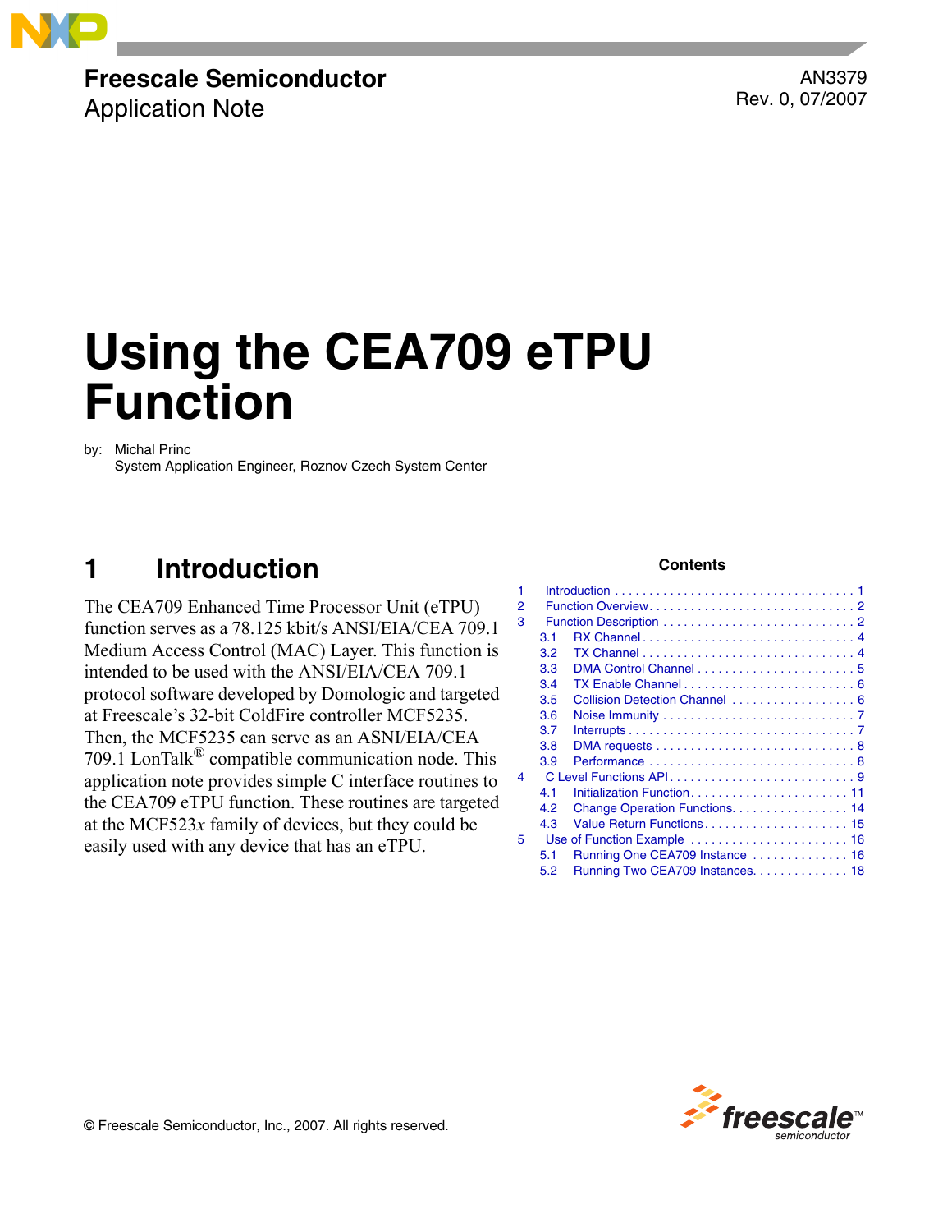**Freescale Semiconductor**
Application Note

AN3379
Rev. 0, 07/2007

# Using the CEA709 eTPU Function

by: Michal Princ
System Application Engineer, Roznov Czech System Center

**Contents**

1 Introduction . . . . . . . . . . . . . . . . . . . . . . . . . . . . . . . . . . . 1
2 Function Overview . . . . . . . . . . . . . . . . . . . . . . . . . . . . 2
3 Function Description . . . . . . . . . . . . . . . . . . . . . . . . . . 2
  3.1 RX Channel . . . . . . . . . . . . . . . . . . . . . . . . . . . . . . 4
  3.2 TX Channel . . . . . . . . . . . . . . . . . . . . . . . . . . . . . . 4
  3.3 DMA Control Channel . . . . . . . . . . . . . . . . . . . . . . . 5
  3.4 TX Enable Channel . . . . . . . . . . . . . . . . . . . . . . . . . 6
  3.5 Collision Detection Channel . . . . . . . . . . . . . . . . . . 6
  3.6 Noise Immunity . . . . . . . . . . . . . . . . . . . . . . . . . . . . 7
  3.7 Interrupts . . . . . . . . . . . . . . . . . . . . . . . . . . . . . . . . 7
  3.8 DMA requests . . . . . . . . . . . . . . . . . . . . . . . . . . . . . 8
  3.9 Performance . . . . . . . . . . . . . . . . . . . . . . . . . . . . . . 8
4 C Level Functions API . . . . . . . . . . . . . . . . . . . . . . . . . . 9
  4.1 Initialization Function . . . . . . . . . . . . . . . . . . . . . . . 11
  4.2 Change Operation Functions . . . . . . . . . . . . . . . . . 14
  4.3 Value Return Functions . . . . . . . . . . . . . . . . . . . . . 15
5 Use of Function Example . . . . . . . . . . . . . . . . . . . . . . . 16
  5.1 Running One CEA709 Instance . . . . . . . . . . . . . . 16
  5.2 Running Two CEA709 Instances . . . . . . . . . . . . . 18

## 1 Introduction

The CEA709 Enhanced Time Processor Unit (eTPU) function serves as a 78.125 kbit/s ANSI/EIA/CEA 709.1 Medium Access Control (MAC) Layer. This function is intended to be used with the ANSI/EIA/CEA 709.1 protocol software developed by Domologic and targeted at Freescale's 32-bit ColdFire controller MCF5235. Then, the MCF5235 can serve as an ASNI/EIA/CEA 709.1 LonTalk® compatible communication node. This application note provides simple C interface routines to the CEA709 eTPU function. These routines are targeted at the MCF523*x* family of devices, but they could be easily used with any device that has an eTPU.

© Freescale Semiconductor, Inc., 2007. All rights reserved.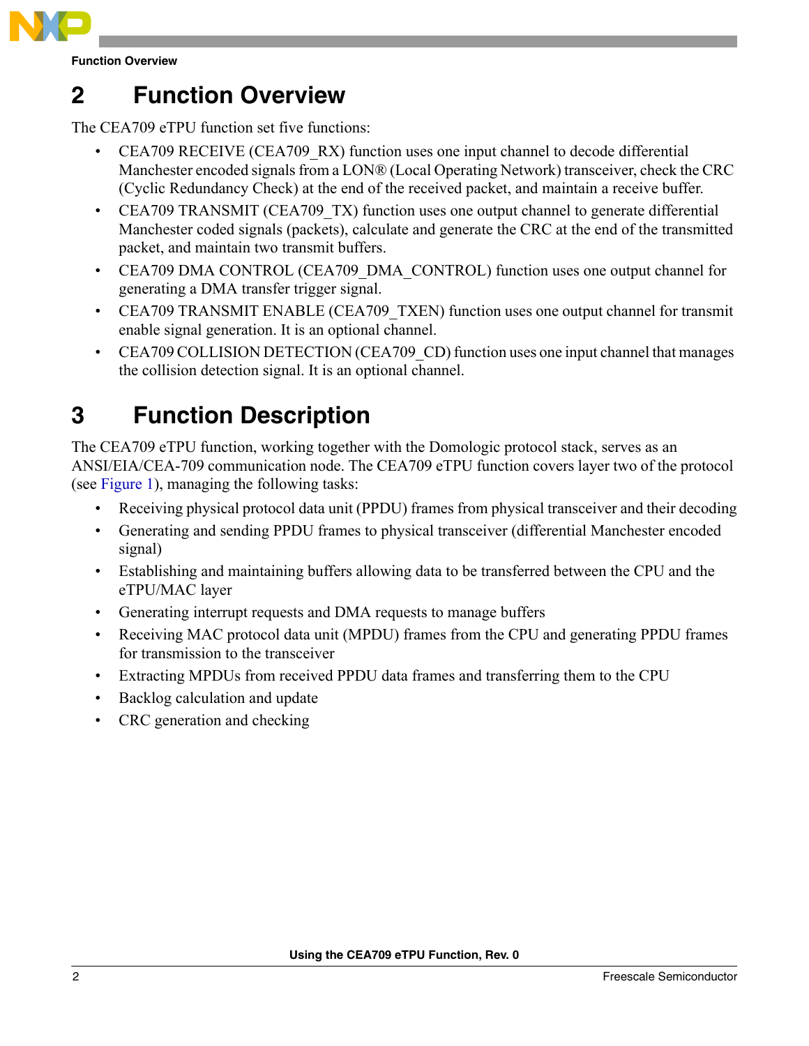# 2 Function Overview

The CEA709 eTPU function set five functions:

- CEA709 RECEIVE (CEA709_RX) function uses one input channel to decode differential Manchester encoded signals from a LON® (Local Operating Network) transceiver, check the CRC (Cyclic Redundancy Check) at the end of the received packet, and maintain a receive buffer.
- CEA709 TRANSMIT (CEA709_TX) function uses one output channel to generate differential Manchester coded signals (packets), calculate and generate the CRC at the end of the transmitted packet, and maintain two transmit buffers.
- CEA709 DMA CONTROL (CEA709_DMA_CONTROL) function uses one output channel for generating a DMA transfer trigger signal.
- CEA709 TRANSMIT ENABLE (CEA709_TXEN) function uses one output channel for transmit enable signal generation. It is an optional channel.
- CEA709 COLLISION DETECTION (CEA709_CD) function uses one input channel that manages the collision detection signal. It is an optional channel.

# 3 Function Description

The CEA709 eTPU function, working together with the Domologic protocol stack, serves as an ANSI/EIA/CEA-709 communication node. The CEA709 eTPU function covers layer two of the protocol (see Figure 1), managing the following tasks:

- Receiving physical protocol data unit (PPDU) frames from physical transceiver and their decoding
- Generating and sending PPDU frames to physical transceiver (differential Manchester encoded signal)
- Establishing and maintaining buffers allowing data to be transferred between the CPU and the eTPU/MAC layer
- Generating interrupt requests and DMA requests to manage buffers
- Receiving MAC protocol data unit (MPDU) frames from the CPU and generating PPDU frames for transmission to the transceiver
- Extracting MPDUs from received PPDU data frames and transferring them to the CPU
- Backlog calculation and update
- CRC generation and checking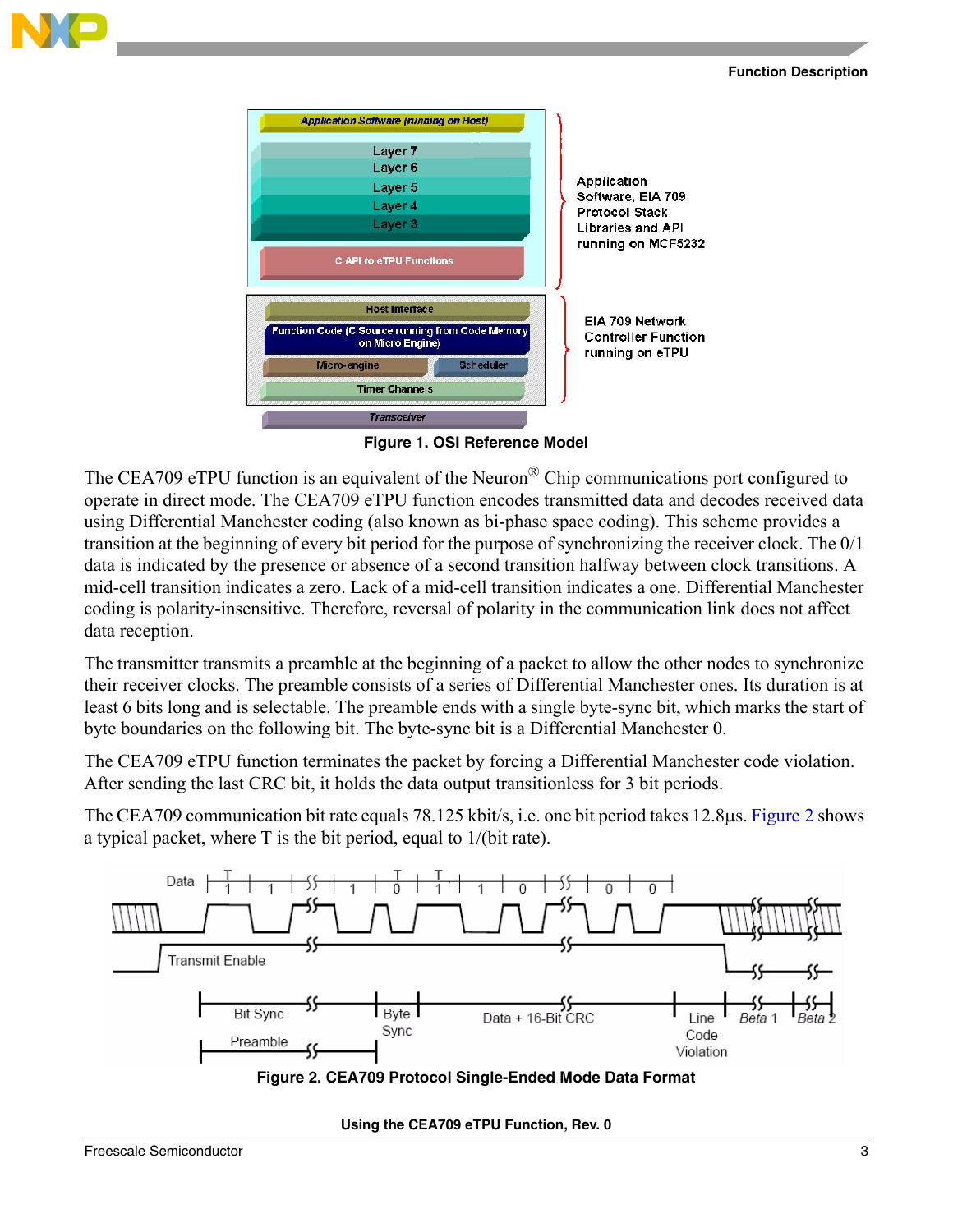Figure 1. OSI Reference Model

The CEA709 eTPU function is an equivalent of the Neuron® Chip communications port configured to operate in direct mode. The CEA709 eTPU function encodes transmitted data and decodes received data using Differential Manchester coding (also known as bi-phase space coding). This scheme provides a transition at the beginning of every bit period for the purpose of synchronizing the receiver clock. The 0/1 data is indicated by the presence or absence of a second transition halfway between clock transitions. A mid-cell transition indicates a zero. Lack of a mid-cell transition indicates a one. Differential Manchester coding is polarity-insensitive. Therefore, reversal of polarity in the communication link does not affect data reception.

The transmitter transmits a preamble at the beginning of a packet to allow the other nodes to synchronize their receiver clocks. The preamble consists of a series of Differential Manchester ones. Its duration is at least 6 bits long and is selectable. The preamble ends with a single byte-sync bit, which marks the start of byte boundaries on the following bit. The byte-sync bit is a Differential Manchester 0.

The CEA709 eTPU function terminates the packet by forcing a Differential Manchester code violation. After sending the last CRC bit, it holds the data output transitionless for 3 bit periods.

The CEA709 communication bit rate equals 78.125 kbit/s, i.e. one bit period takes 12.8µs. Figure 2 shows a typical packet, where T is the bit period, equal to 1/(bit rate).

Figure 2. CEA709 Protocol Single-Ended Mode Data Format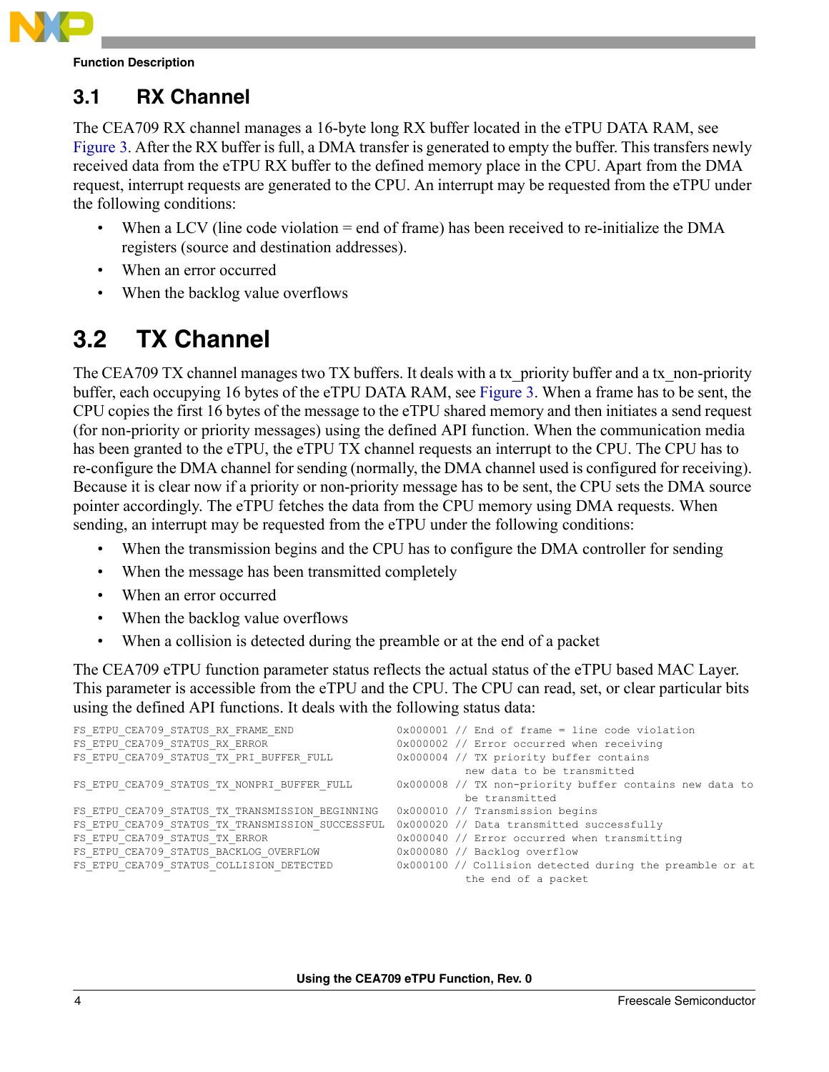## 3.1 RX Channel

The CEA709 RX channel manages a 16-byte long RX buffer located in the eTPU DATA RAM, see Figure 3. After the RX buffer is full, a DMA transfer is generated to empty the buffer. This transfers newly received data from the eTPU RX buffer to the defined memory place in the CPU. Apart from the DMA request, interrupt requests are generated to the CPU. An interrupt may be requested from the eTPU under the following conditions:

- When a LCV (line code violation = end of frame) has been received to re-initialize the DMA registers (source and destination addresses).
- When an error occurred
- When the backlog value overflows

## 3.2 TX Channel

The CEA709 TX channel manages two TX buffers. It deals with a tx_priority buffer and a tx_non-priority buffer, each occupying 16 bytes of the eTPU DATA RAM, see Figure 3. When a frame has to be sent, the CPU copies the first 16 bytes of the message to the eTPU shared memory and then initiates a send request (for non-priority or priority messages) using the defined API function. When the communication media has been granted to the eTPU, the eTPU TX channel requests an interrupt to the CPU. The CPU has to re-configure the DMA channel for sending (normally, the DMA channel used is configured for receiving). Because it is clear now if a priority or non-priority message has to be sent, the CPU sets the DMA source pointer accordingly. The eTPU fetches the data from the CPU memory using DMA requests. When sending, an interrupt may be requested from the eTPU under the following conditions:

- When the transmission begins and the CPU has to configure the DMA controller for sending
- When the message has been transmitted completely
- When an error occurred
- When the backlog value overflows
- When a collision is detected during the preamble or at the end of a packet

The CEA709 eTPU function parameter status reflects the actual status of the eTPU based MAC Layer. This parameter is accessible from the eTPU and the CPU. The CPU can read, set, or clear particular bits using the defined API functions. It deals with the following status data:

```
FS_ETPU_CEA709_STATUS_RX_FRAME_END              0x000001 // End of frame = line code violation
FS_ETPU_CEA709_STATUS_RX_ERROR                  0x000002 // Error occurred when receiving
FS_ETPU_CEA709_STATUS_TX_PRI_BUFFER_FULL        0x000004 // TX priority buffer contains
                                                            new data to be transmitted
FS_ETPU_CEA709_STATUS_TX_NONPRI_BUFFER_FULL     0x000008 // TX non-priority buffer contains new data to
                                                            be transmitted
FS_ETPU_CEA709_STATUS_TX_TRANSMISSION_BEGINNING 0x000010 // Transmission begins
FS_ETPU_CEA709_STATUS_TX_TRANSMISSION_SUCCESSFUL 0x000020 // Data transmitted successfully
FS_ETPU_CEA709_STATUS_TX_ERROR                  0x000040 // Error occurred when transmitting
FS_ETPU_CEA709_STATUS_BACKLOG_OVERFLOW          0x000080 // Backlog overflow
FS_ETPU_CEA709_STATUS_COLLISION_DETECTED        0x000100 // Collision detected during the preamble or at
                                                            the end of a packet
```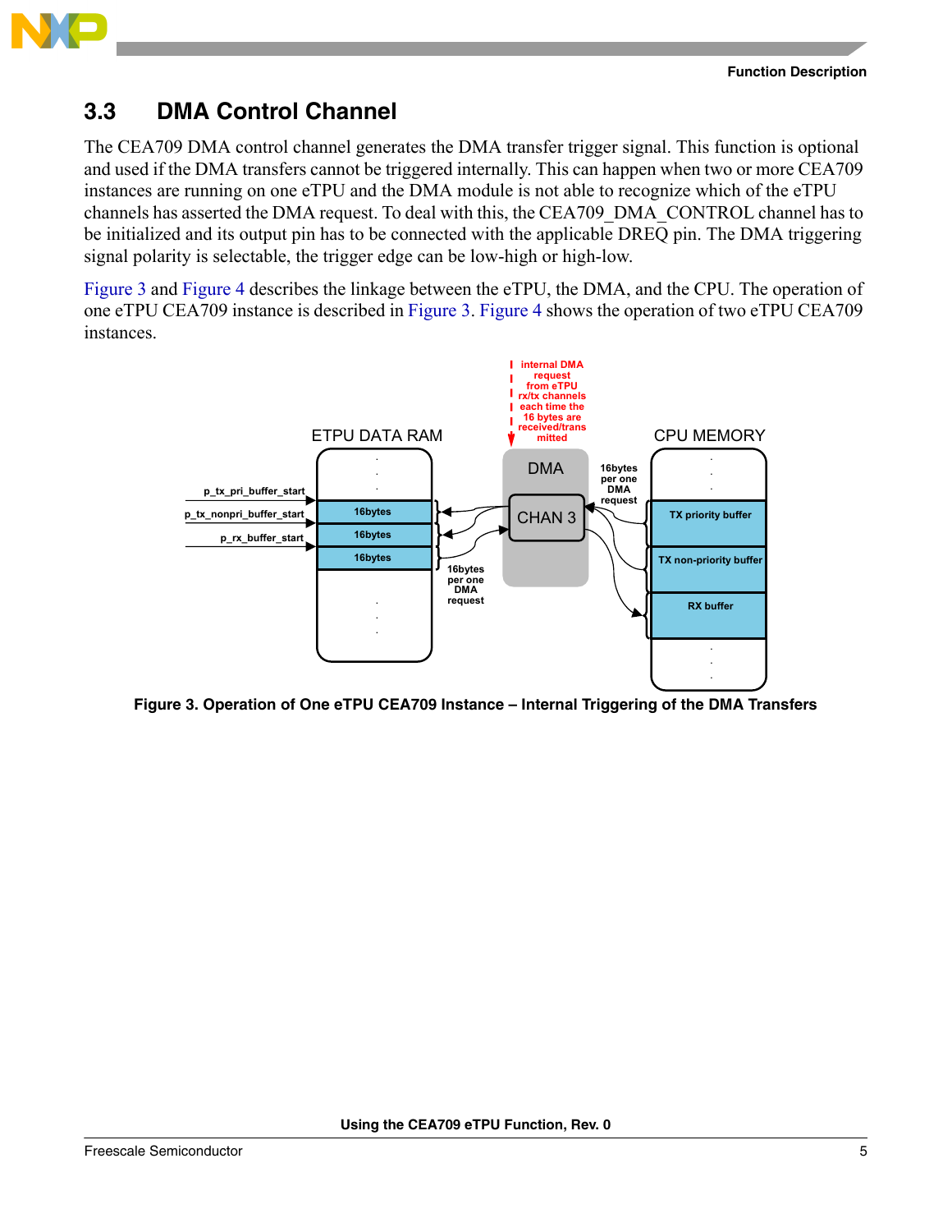## 3.3 DMA Control Channel

The CEA709 DMA control channel generates the DMA transfer trigger signal. This function is optional and used if the DMA transfers cannot be triggered internally. This can happen when two or more CEA709 instances are running on one eTPU and the DMA module is not able to recognize which of the eTPU channels has asserted the DMA request. To deal with this, the CEA709_DMA_CONTROL channel has to be initialized and its output pin has to be connected with the applicable DREQ pin. The DMA triggering signal polarity is selectable, the trigger edge can be low-high or high-low.

Figure 3 and Figure 4 describes the linkage between the eTPU, the DMA, and the CPU. The operation of one eTPU CEA709 instance is described in Figure 3. Figure 4 shows the operation of two eTPU CEA709 instances.

Figure 3. Operation of One eTPU CEA709 Instance – Internal Triggering of the DMA Transfers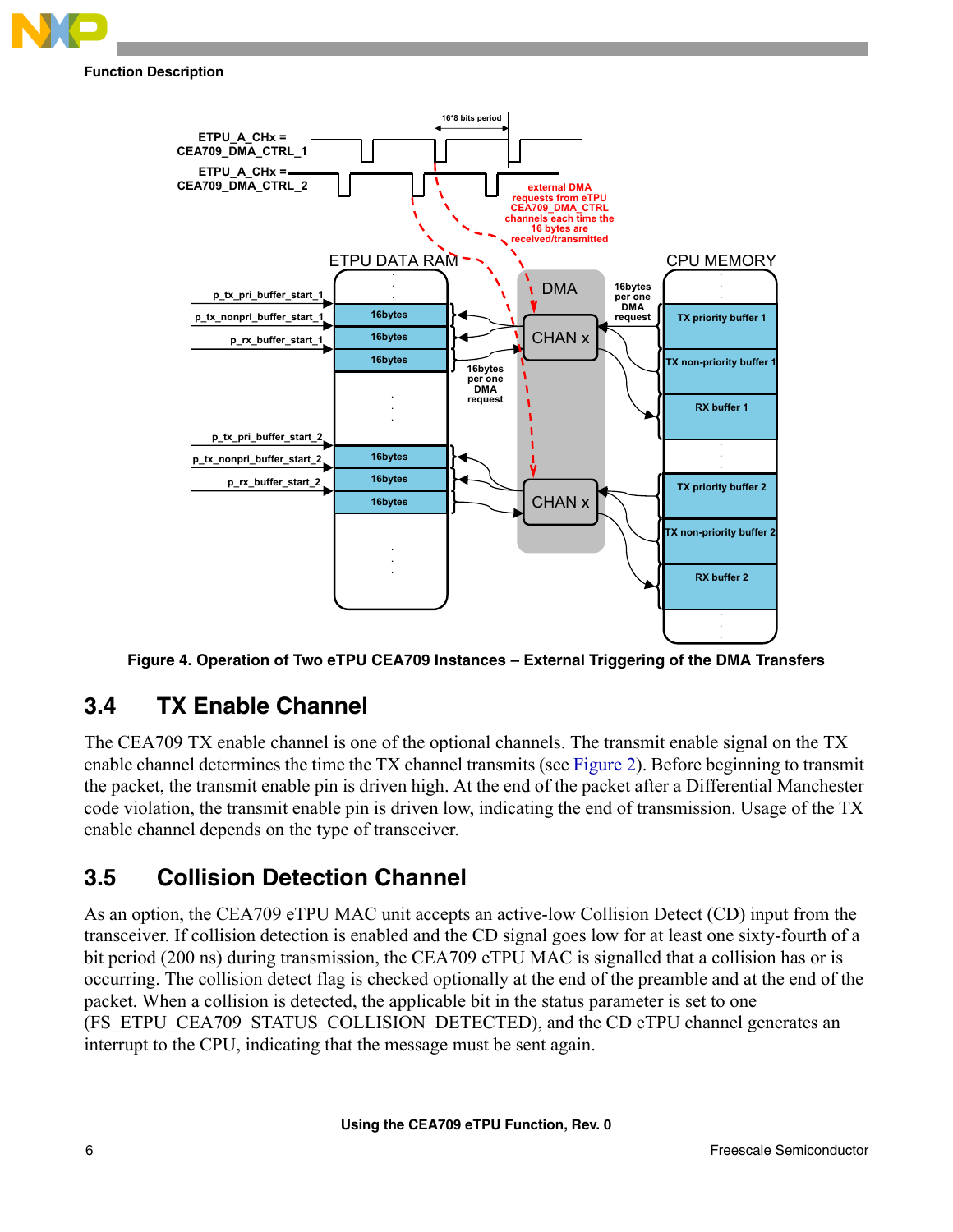Figure 4. Operation of Two eTPU CEA709 Instances – External Triggering of the DMA Transfers

## 3.4 TX Enable Channel

The CEA709 TX enable channel is one of the optional channels. The transmit enable signal on the TX enable channel determines the time the TX channel transmits (see Figure 2). Before beginning to transmit the packet, the transmit enable pin is driven high. At the end of the packet after a Differential Manchester code violation, the transmit enable pin is driven low, indicating the end of transmission. Usage of the TX enable channel depends on the type of transceiver.

## 3.5 Collision Detection Channel

As an option, the CEA709 eTPU MAC unit accepts an active-low Collision Detect (CD) input from the transceiver. If collision detection is enabled and the CD signal goes low for at least one sixty-fourth of a bit period (200 ns) during transmission, the CEA709 eTPU MAC is signalled that a collision has or is occurring. The collision detect flag is checked optionally at the end of the preamble and at the end of the packet. When a collision is detected, the applicable bit in the status parameter is set to one (FS_ETPU_CEA709_STATUS_COLLISION_DETECTED), and the CD eTPU channel generates an interrupt to the CPU, indicating that the message must be sent again.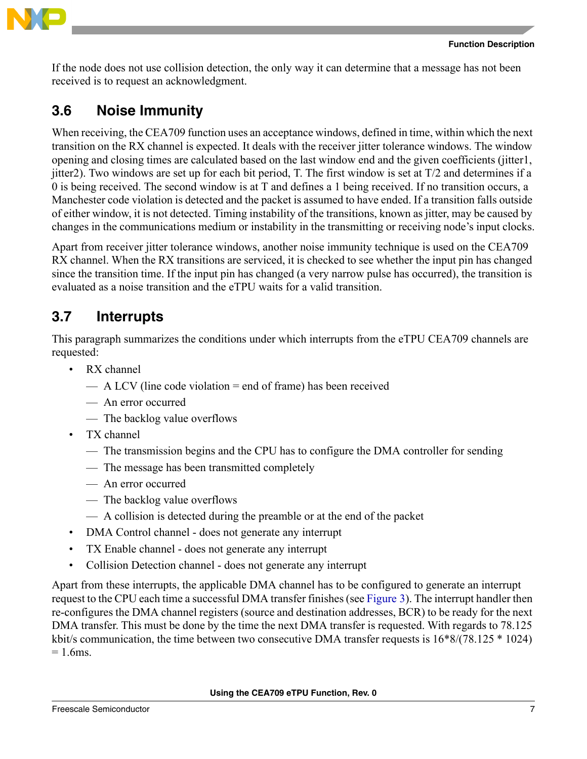If the node does not use collision detection, the only way it can determine that a message has not been received is to request an acknowledgment.

## 3.6 Noise Immunity

When receiving, the CEA709 function uses an acceptance windows, defined in time, within which the next transition on the RX channel is expected. It deals with the receiver jitter tolerance windows. The window opening and closing times are calculated based on the last window end and the given coefficients (jitter1, jitter2). Two windows are set up for each bit period, T. The first window is set at T/2 and determines if a 0 is being received. The second window is at T and defines a 1 being received. If no transition occurs, a Manchester code violation is detected and the packet is assumed to have ended. If a transition falls outside of either window, it is not detected. Timing instability of the transitions, known as jitter, may be caused by changes in the communications medium or instability in the transmitting or receiving node's input clocks.

Apart from receiver jitter tolerance windows, another noise immunity technique is used on the CEA709 RX channel. When the RX transitions are serviced, it is checked to see whether the input pin has changed since the transition time. If the input pin has changed (a very narrow pulse has occurred), the transition is evaluated as a noise transition and the eTPU waits for a valid transition.

## 3.7 Interrupts

This paragraph summarizes the conditions under which interrupts from the eTPU CEA709 channels are requested:

- RX channel
  - A LCV (line code violation = end of frame) has been received
  - An error occurred
  - The backlog value overflows
- TX channel
  - The transmission begins and the CPU has to configure the DMA controller for sending
  - The message has been transmitted completely
  - An error occurred
  - The backlog value overflows
  - A collision is detected during the preamble or at the end of the packet
- DMA Control channel - does not generate any interrupt
- TX Enable channel - does not generate any interrupt
- Collision Detection channel - does not generate any interrupt

Apart from these interrupts, the applicable DMA channel has to be configured to generate an interrupt request to the CPU each time a successful DMA transfer finishes (see Figure 3). The interrupt handler then re-configures the DMA channel registers (source and destination addresses, BCR) to be ready for the next DMA transfer. This must be done by the time the next DMA transfer is requested. With regards to 78.125 kbit/s communication, the time between two consecutive DMA transfer requests is 16*8/(78.125 * 1024) = 1.6ms.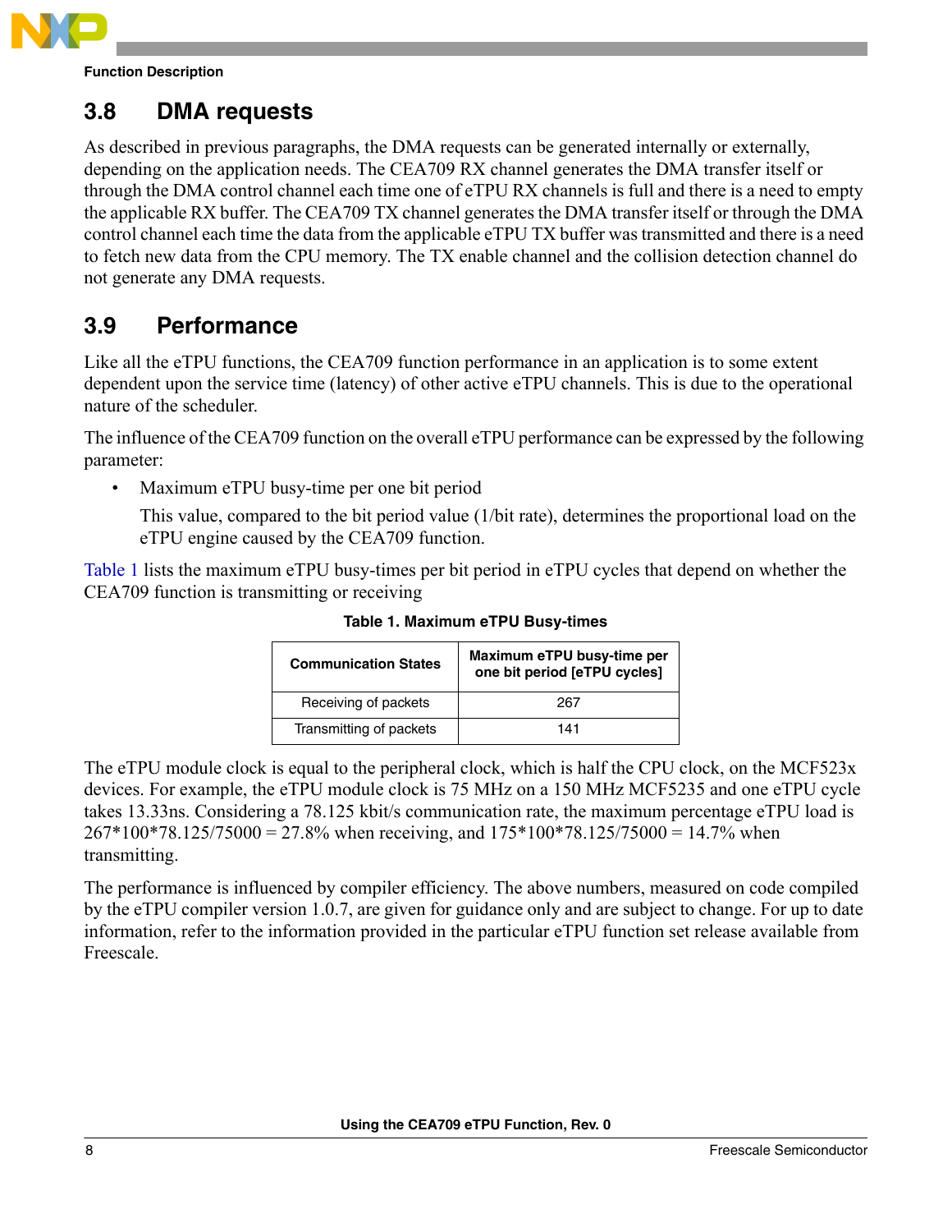## 3.8 DMA requests

As described in previous paragraphs, the DMA requests can be generated internally or externally, depending on the application needs. The CEA709 RX channel generates the DMA transfer itself or through the DMA control channel each time one of eTPU RX channels is full and there is a need to empty the applicable RX buffer. The CEA709 TX channel generates the DMA transfer itself or through the DMA control channel each time the data from the applicable eTPU TX buffer was transmitted and there is a need to fetch new data from the CPU memory. The TX enable channel and the collision detection channel do not generate any DMA requests.

## 3.9 Performance

Like all the eTPU functions, the CEA709 function performance in an application is to some extent dependent upon the service time (latency) of other active eTPU channels. This is due to the operational nature of the scheduler.

The influence of the CEA709 function on the overall eTPU performance can be expressed by the following parameter:

- Maximum eTPU busy-time per one bit period

  This value, compared to the bit period value (1/bit rate), determines the proportional load on the eTPU engine caused by the CEA709 function.

Table 1 lists the maximum eTPU busy-times per bit period in eTPU cycles that depend on whether the CEA709 function is transmitting or receiving

**Table 1. Maximum eTPU Busy-times**

| Communication States | Maximum eTPU busy-time per one bit period [eTPU cycles] |
|---|---|
| Receiving of packets | 267 |
| Transmitting of packets | 141 |

The eTPU module clock is equal to the peripheral clock, which is half the CPU clock, on the MCF523x devices. For example, the eTPU module clock is 75 MHz on a 150 MHz MCF5235 and one eTPU cycle takes 13.33ns. Considering a 78.125 kbit/s communication rate, the maximum percentage eTPU load is 267*100*78.125/75000 = 27.8% when receiving, and 175*100*78.125/75000 = 14.7% when transmitting.

The performance is influenced by compiler efficiency. The above numbers, measured on code compiled by the eTPU compiler version 1.0.7, are given for guidance only and are subject to change. For up to date information, refer to the information provided in the particular eTPU function set release available from Freescale.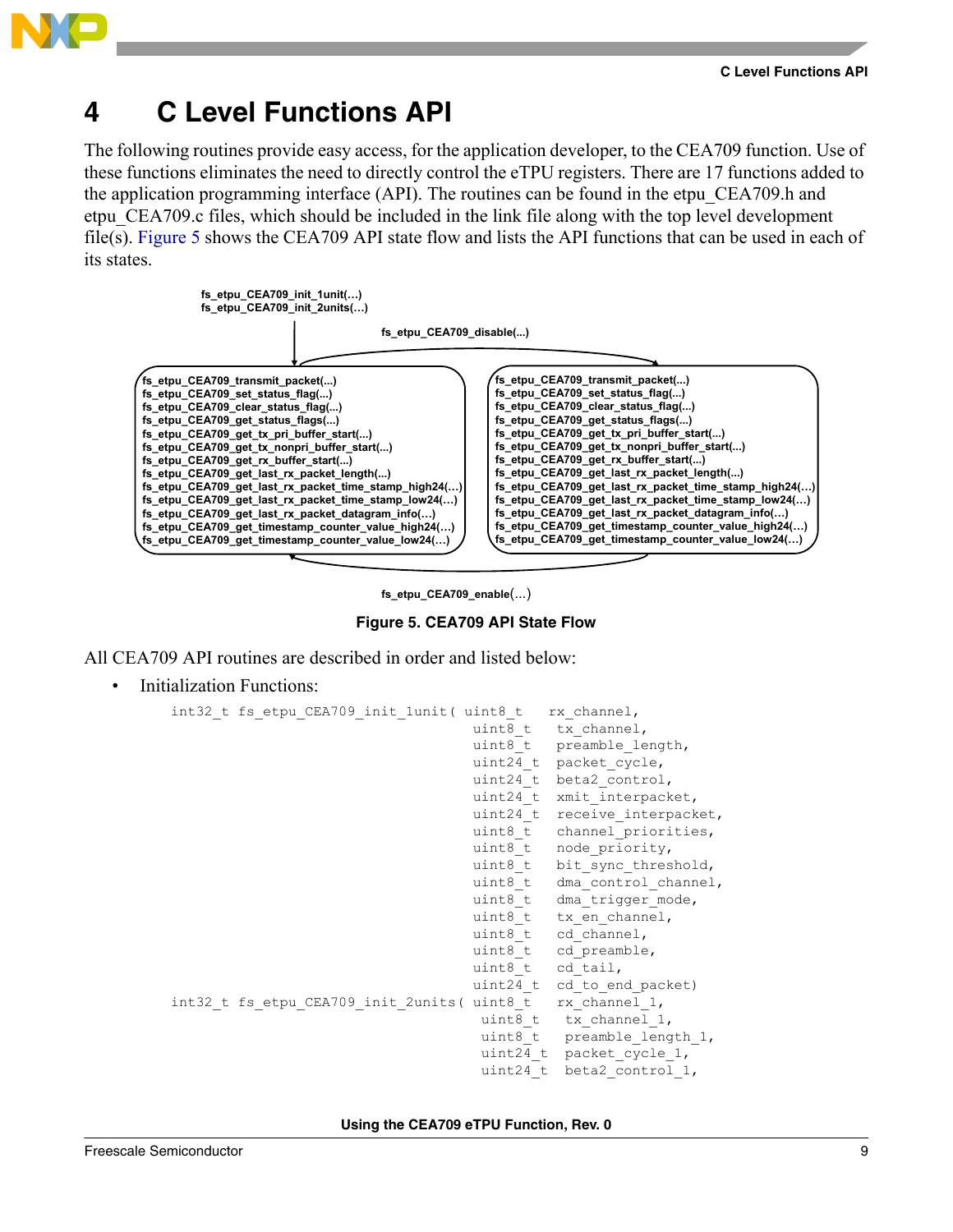# 4 C Level Functions API

The following routines provide easy access, for the application developer, to the CEA709 function. Use of these functions eliminates the need to directly control the eTPU registers. There are 17 functions added to the application programming interface (API). The routines can be found in the etpu_CEA709.h and etpu_CEA709.c files, which should be included in the link file along with the top level development file(s). Figure 5 shows the CEA709 API state flow and lists the API functions that can be used in each of its states.

fs_etpu_CEA709_init_1unit(...)
fs_etpu_CEA709_init_2units(...)

fs_etpu_CEA709_disable(...)

fs_etpu_CEA709_transmit_packet(...)
fs_etpu_CEA709_set_status_flag(...)
fs_etpu_CEA709_clear_status_flag(...)
fs_etpu_CEA709_get_status_flags(...)
fs_etpu_CEA709_get_tx_pri_buffer_start(...)
fs_etpu_CEA709_get_tx_nonpri_buffer_start(...)
fs_etpu_CEA709_get_rx_buffer_start(...)
fs_etpu_CEA709_get_last_rx_packet_length(...)
fs_etpu_CEA709_get_last_rx_packet_time_stamp_high24(...)
fs_etpu_CEA709_get_last_rx_packet_time_stamp_low24(...)
fs_etpu_CEA709_get_last_rx_packet_datagram_info(...)
fs_etpu_CEA709_get_timestamp_counter_value_high24(...)
fs_etpu_CEA709_get_timestamp_counter_value_low24(...)

fs_etpu_CEA709_transmit_packet(...)
fs_etpu_CEA709_set_status_flag(...)
fs_etpu_CEA709_clear_status_flag(...)
fs_etpu_CEA709_get_status_flags(...)
fs_etpu_CEA709_get_tx_pri_buffer_start(...)
fs_etpu_CEA709_get_tx_nonpri_buffer_start(...)
fs_etpu_CEA709_get_rx_buffer_start(...)
fs_etpu_CEA709_get_last_rx_packet_length(...)
fs_etpu_CEA709_get_last_rx_packet_time_stamp_high24(...)
fs_etpu_CEA709_get_last_rx_packet_time_stamp_low24(...)
fs_etpu_CEA709_get_last_rx_packet_datagram_info(...)
fs_etpu_CEA709_get_timestamp_counter_value_high24(...)
fs_etpu_CEA709_get_timestamp_counter_value_low24(...)

fs_etpu_CEA709_enable(...)

**Figure 5. CEA709 API State Flow**

All CEA709 API routines are described in order and listed below:

- Initialization Functions:

```
int32_t fs_etpu_CEA709_init_1unit( uint8_t   rx_channel,
                                   uint8_t   tx_channel,
                                   uint8_t   preamble_length,
                                   uint24_t  packet_cycle,
                                   uint24_t  beta2_control,
                                   uint24_t  xmit_interpacket,
                                   uint24_t  receive_interpacket,
                                   uint8_t   channel_priorities,
                                   uint8_t   node_priority,
                                   uint8_t   bit_sync_threshold,
                                   uint8_t   dma_control_channel,
                                   uint8_t   dma_trigger_mode,
                                   uint8_t   tx_en_channel,
                                   uint8_t   cd_channel,
                                   uint8_t   cd_preamble,
                                   uint8_t   cd_tail,
                                   uint24_t  cd_to_end_packet)
int32_t fs_etpu_CEA709_init_2units( uint8_t   rx_channel_1,
                                    uint8_t   tx_channel_1,
                                    uint8_t   preamble_length_1,
                                    uint24_t  packet_cycle_1,
                                    uint24_t  beta2_control_1,
```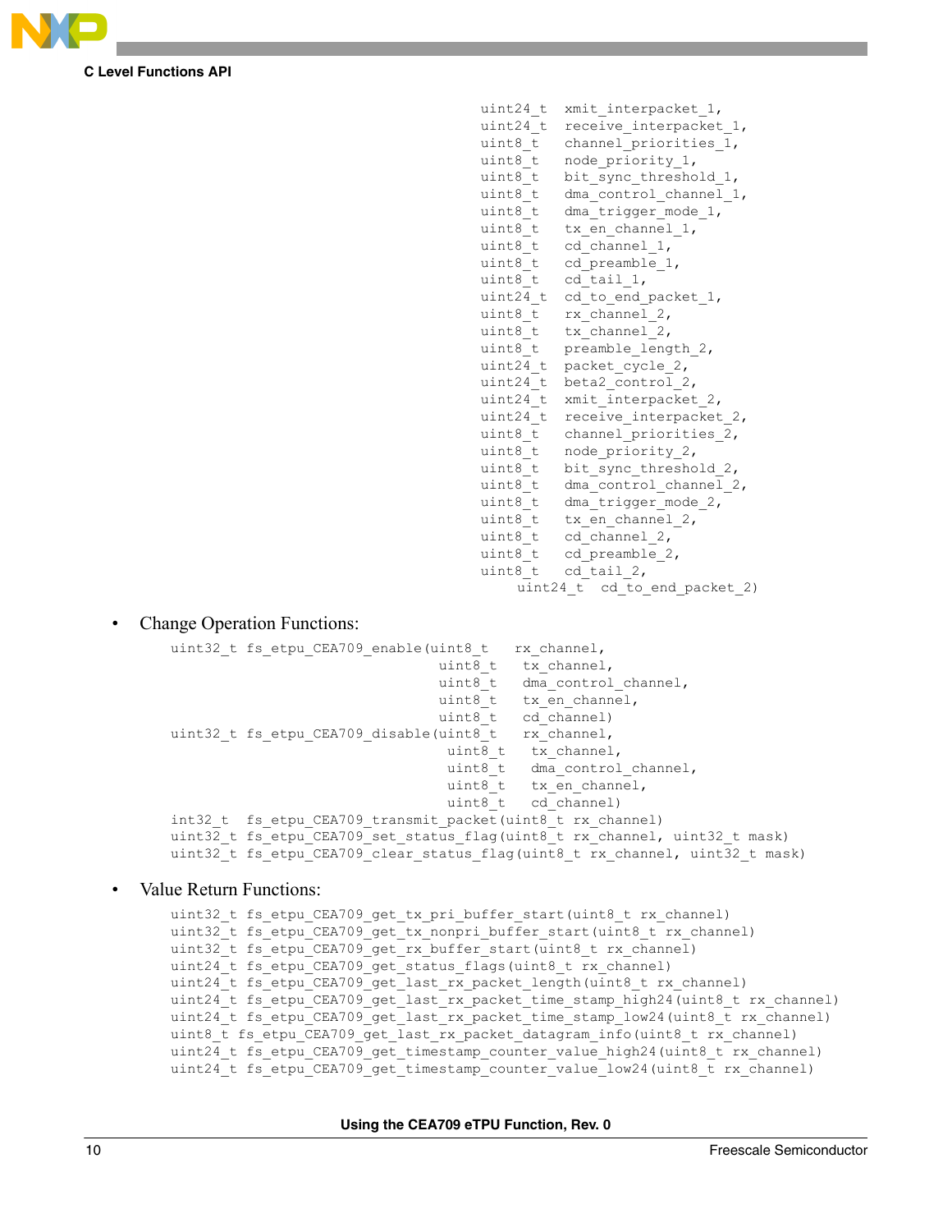```
                                                      uint24_t  xmit_interpacket_1,
                                                      uint24_t  receive_interpacket_1,
                                                      uint8_t   channel_priorities_1,
                                                      uint8_t   node_priority_1,
                                                      uint8_t   bit_sync_threshold_1,
                                                      uint8_t   dma_control_channel_1,
                                                      uint8_t   dma_trigger_mode_1,
                                                      uint8_t   tx_en_channel_1,
                                                      uint8_t   cd_channel_1,
                                                      uint8_t   cd_preamble_1,
                                                      uint8_t   cd_tail_1,
                                                      uint24_t  cd_to_end_packet_1,
                                                      uint8_t   rx_channel_2,
                                                      uint8_t   tx_channel_2,
                                                      uint8_t   preamble_length_2,
                                                      uint24_t  packet_cycle_2,
                                                      uint24_t  beta2_control_2,
                                                      uint24_t  xmit_interpacket_2,
                                                      uint24_t  receive_interpacket_2,
                                                      uint8_t   channel_priorities_2,
                                                      uint8_t   node_priority_2,
                                                      uint8_t   bit_sync_threshold_2,
                                                      uint8_t   dma_control_channel_2,
                                                      uint8_t   dma_trigger_mode_2,
                                                      uint8_t   tx_en_channel_2,
                                                      uint8_t   cd_channel_2,
                                                      uint8_t   cd_preamble_2,
                                                      uint8_t   cd_tail_2,
                                                          uint24_t  cd_to_end_packet_2)
```

- Change Operation Functions:

```
uint32_t fs_etpu_CEA709_enable(uint8_t   rx_channel,
                                uint8_t   tx_channel,
                                uint8_t   dma_control_channel,
                                uint8_t   tx_en_channel,
                                uint8_t   cd_channel)
uint32_t fs_etpu_CEA709_disable(uint8_t   rx_channel,
                                 uint8_t   tx_channel,
                                 uint8_t   dma_control_channel,
                                 uint8_t   tx_en_channel,
                                 uint8_t   cd_channel)
int32_t  fs_etpu_CEA709_transmit_packet(uint8_t rx_channel)
uint32_t fs_etpu_CEA709_set_status_flag(uint8_t rx_channel, uint32_t mask)
uint32_t fs_etpu_CEA709_clear_status_flag(uint8_t rx_channel, uint32_t mask)
```

- Value Return Functions:

```
uint32_t fs_etpu_CEA709_get_tx_pri_buffer_start(uint8_t rx_channel)
uint32_t fs_etpu_CEA709_get_tx_nonpri_buffer_start(uint8_t rx_channel)
uint32_t fs_etpu_CEA709_get_rx_buffer_start(uint8_t rx_channel)
uint24_t fs_etpu_CEA709_get_status_flags(uint8_t rx_channel)
uint24_t fs_etpu_CEA709_get_last_rx_packet_length(uint8_t rx_channel)
uint24_t fs_etpu_CEA709_get_last_rx_packet_time_stamp_high24(uint8_t rx_channel)
uint24_t fs_etpu_CEA709_get_last_rx_packet_time_stamp_low24(uint8_t rx_channel)
uint8_t fs_etpu_CEA709_get_last_rx_packet_datagram_info(uint8_t rx_channel)
uint24_t fs_etpu_CEA709_get_timestamp_counter_value_high24(uint8_t rx_channel)
uint24_t fs_etpu_CEA709_get_timestamp_counter_value_low24(uint8_t rx_channel)
```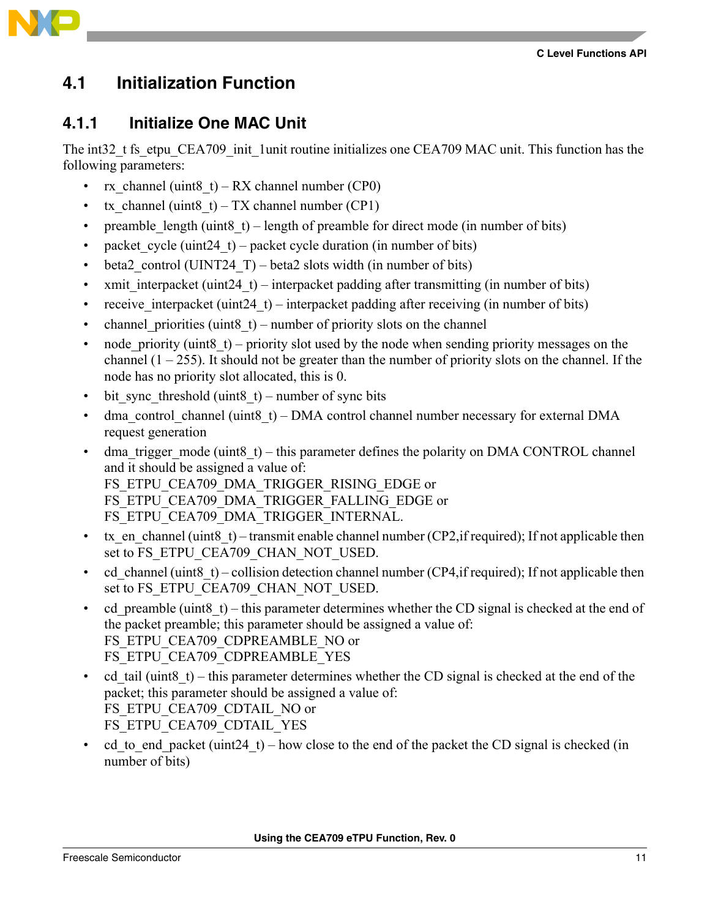## 4.1 Initialization Function

### 4.1.1 Initialize One MAC Unit

The int32_t fs_etpu_CEA709_init_1unit routine initializes one CEA709 MAC unit. This function has the following parameters:

- rx_channel (uint8_t) – RX channel number (CP0)
- tx_channel (uint8_t) – TX channel number (CP1)
- preamble_length (uint8_t) – length of preamble for direct mode (in number of bits)
- packet_cycle (uint24_t) – packet cycle duration (in number of bits)
- beta2_control (UINT24_T) – beta2 slots width (in number of bits)
- xmit_interpacket (uint24_t) – interpacket padding after transmitting (in number of bits)
- receive_interpacket (uint24_t) – interpacket padding after receiving (in number of bits)
- channel_priorities (uint8_t) – number of priority slots on the channel
- node_priority (uint8_t) – priority slot used by the node when sending priority messages on the channel (1 – 255). It should not be greater than the number of priority slots on the channel. If the node has no priority slot allocated, this is 0.
- bit_sync_threshold (uint8_t) – number of sync bits
- dma_control_channel (uint8_t) – DMA control channel number necessary for external DMA request generation
- dma_trigger_mode (uint8_t) – this parameter defines the polarity on DMA CONTROL channel and it should be assigned a value of:
  FS_ETPU_CEA709_DMA_TRIGGER_RISING_EDGE or
  FS_ETPU_CEA709_DMA_TRIGGER_FALLING_EDGE or
  FS_ETPU_CEA709_DMA_TRIGGER_INTERNAL.
- tx_en_channel (uint8_t) – transmit enable channel number (CP2,if required); If not applicable then set to FS_ETPU_CEA709_CHAN_NOT_USED.
- cd_channel (uint8_t) – collision detection channel number (CP4,if required); If not applicable then set to FS_ETPU_CEA709_CHAN_NOT_USED.
- cd_preamble (uint8_t) – this parameter determines whether the CD signal is checked at the end of the packet preamble; this parameter should be assigned a value of:
  FS_ETPU_CEA709_CDPREAMBLE_NO or
  FS_ETPU_CEA709_CDPREAMBLE_YES
- cd_tail (uint8_t) – this parameter determines whether the CD signal is checked at the end of the packet; this parameter should be assigned a value of:
  FS_ETPU_CEA709_CDTAIL_NO or
  FS_ETPU_CEA709_CDTAIL_YES
- cd_to_end_packet (uint24_t) – how close to the end of the packet the CD signal is checked (in number of bits)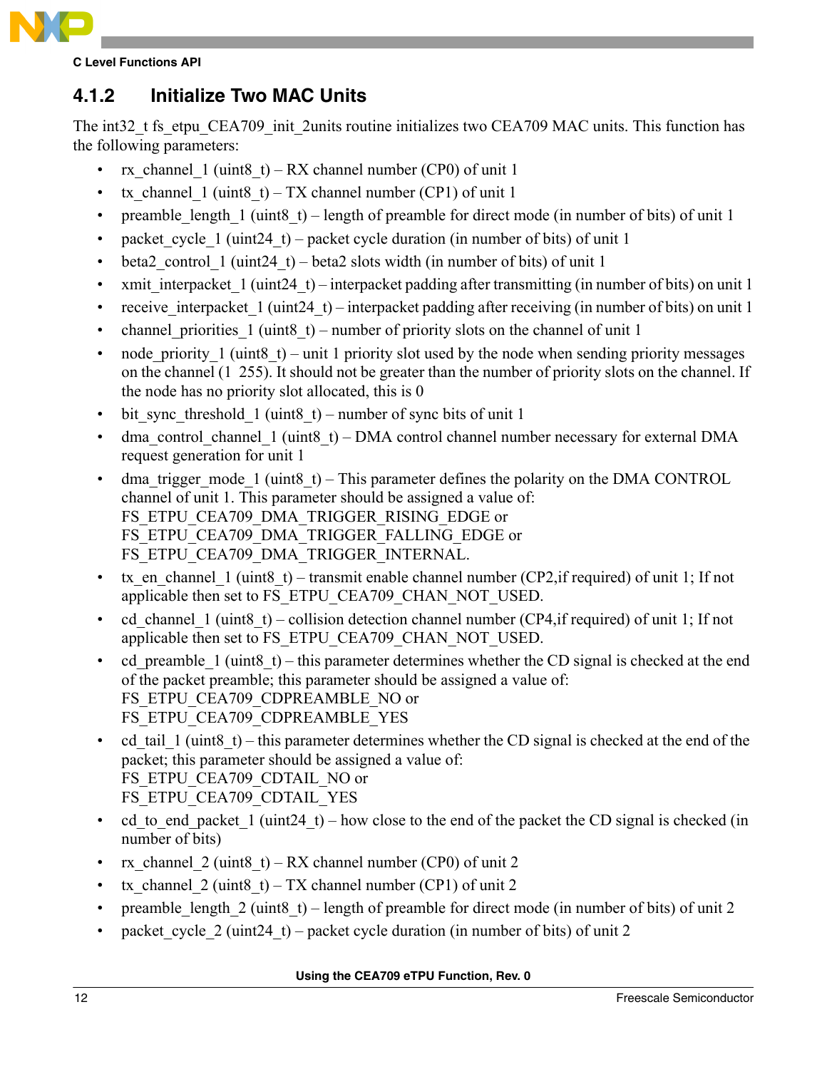### 4.1.2 Initialize Two MAC Units

The int32_t fs_etpu_CEA709_init_2units routine initializes two CEA709 MAC units. This function has the following parameters:

- rx_channel_1 (uint8_t) – RX channel number (CP0) of unit 1
- tx_channel_1 (uint8_t) – TX channel number (CP1) of unit 1
- preamble_length_1 (uint8_t) – length of preamble for direct mode (in number of bits) of unit 1
- packet_cycle_1 (uint24_t) – packet cycle duration (in number of bits) of unit 1
- beta2_control_1 (uint24_t) – beta2 slots width (in number of bits) of unit 1
- xmit_interpacket_1 (uint24_t) – interpacket padding after transmitting (in number of bits) on unit 1
- receive_interpacket_1 (uint24_t) – interpacket padding after receiving (in number of bits) on unit 1
- channel_priorities_1 (uint8_t) – number of priority slots on the channel of unit 1
- node_priority_1 (uint8_t) – unit 1 priority slot used by the node when sending priority messages on the channel (1 255). It should not be greater than the number of priority slots on the channel. If the node has no priority slot allocated, this is 0
- bit_sync_threshold_1 (uint8_t) – number of sync bits of unit 1
- dma_control_channel_1 (uint8_t) – DMA control channel number necessary for external DMA request generation for unit 1
- dma_trigger_mode_1 (uint8_t) – This parameter defines the polarity on the DMA CONTROL channel of unit 1. This parameter should be assigned a value of:
  FS_ETPU_CEA709_DMA_TRIGGER_RISING_EDGE or
  FS_ETPU_CEA709_DMA_TRIGGER_FALLING_EDGE or
  FS_ETPU_CEA709_DMA_TRIGGER_INTERNAL.
- tx_en_channel_1 (uint8_t) – transmit enable channel number (CP2,if required) of unit 1; If not applicable then set to FS_ETPU_CEA709_CHAN_NOT_USED.
- cd_channel_1 (uint8_t) – collision detection channel number (CP4,if required) of unit 1; If not applicable then set to FS_ETPU_CEA709_CHAN_NOT_USED.
- cd_preamble_1 (uint8_t) – this parameter determines whether the CD signal is checked at the end of the packet preamble; this parameter should be assigned a value of:
  FS_ETPU_CEA709_CDPREAMBLE_NO or
  FS_ETPU_CEA709_CDPREAMBLE_YES
- cd_tail_1 (uint8_t) – this parameter determines whether the CD signal is checked at the end of the packet; this parameter should be assigned a value of:
  FS_ETPU_CEA709_CDTAIL_NO or
  FS_ETPU_CEA709_CDTAIL_YES
- cd_to_end_packet_1 (uint24_t) – how close to the end of the packet the CD signal is checked (in number of bits)
- rx_channel_2 (uint8_t) – RX channel number (CP0) of unit 2
- tx_channel_2 (uint8_t) – TX channel number (CP1) of unit 2
- preamble_length_2 (uint8_t) – length of preamble for direct mode (in number of bits) of unit 2
- packet_cycle_2 (uint24_t) – packet cycle duration (in number of bits) of unit 2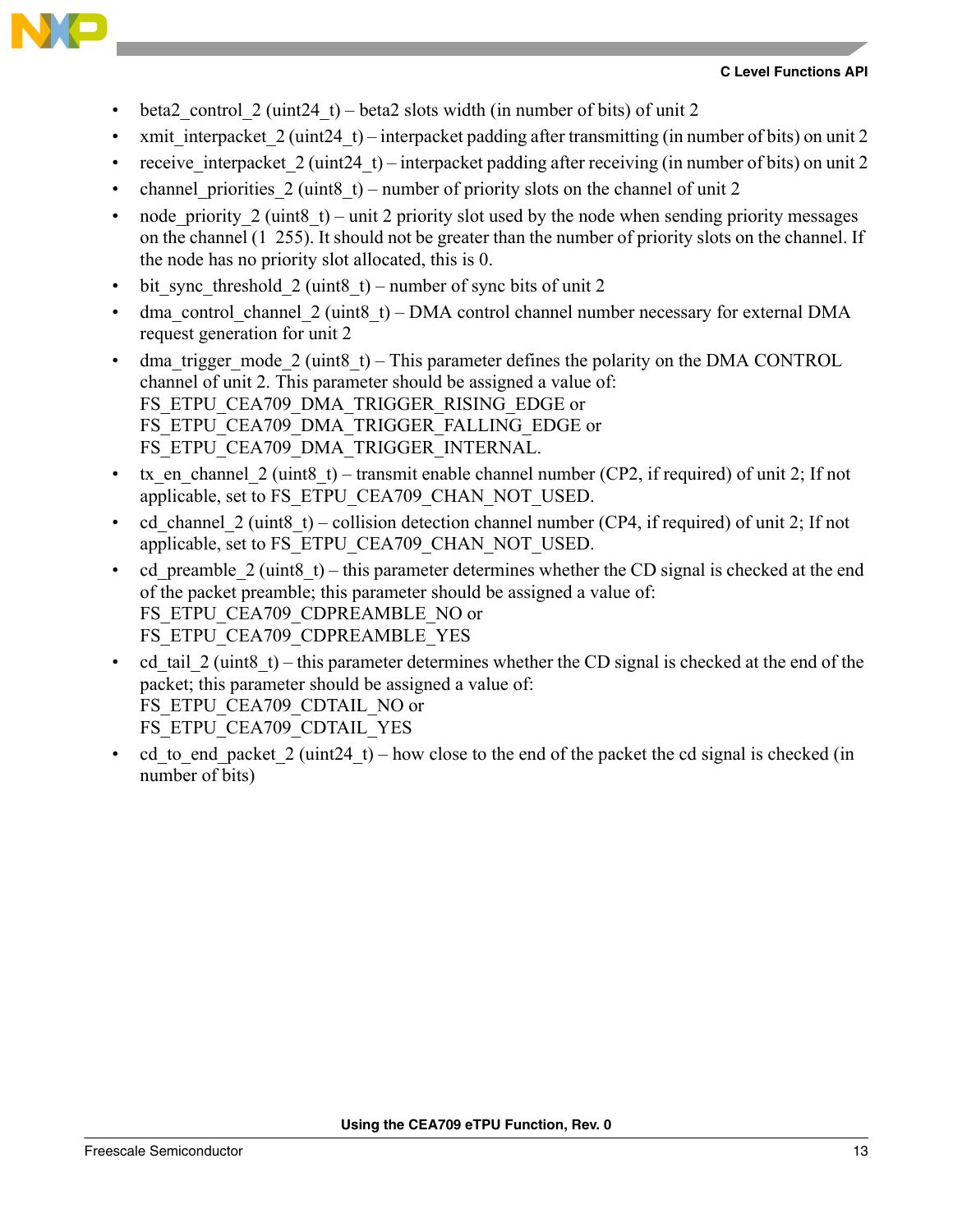- beta2_control_2 (uint24_t) – beta2 slots width (in number of bits) of unit 2
- xmit_interpacket_2 (uint24_t) – interpacket padding after transmitting (in number of bits) on unit 2
- receive_interpacket_2 (uint24_t) – interpacket padding after receiving (in number of bits) on unit 2
- channel_priorities_2 (uint8_t) – number of priority slots on the channel of unit 2
- node_priority_2 (uint8_t) – unit 2 priority slot used by the node when sending priority messages on the channel (1 255). It should not be greater than the number of priority slots on the channel. If the node has no priority slot allocated, this is 0.
- bit_sync_threshold_2 (uint8_t) – number of sync bits of unit 2
- dma_control_channel_2 (uint8_t) – DMA control channel number necessary for external DMA request generation for unit 2
- dma_trigger_mode_2 (uint8_t) – This parameter defines the polarity on the DMA CONTROL channel of unit 2. This parameter should be assigned a value of:
  FS_ETPU_CEA709_DMA_TRIGGER_RISING_EDGE or
  FS_ETPU_CEA709_DMA_TRIGGER_FALLING_EDGE or
  FS_ETPU_CEA709_DMA_TRIGGER_INTERNAL.
- tx_en_channel_2 (uint8_t) – transmit enable channel number (CP2, if required) of unit 2; If not applicable, set to FS_ETPU_CEA709_CHAN_NOT_USED.
- cd_channel_2 (uint8_t) – collision detection channel number (CP4, if required) of unit 2; If not applicable, set to FS_ETPU_CEA709_CHAN_NOT_USED.
- cd_preamble_2 (uint8_t) – this parameter determines whether the CD signal is checked at the end of the packet preamble; this parameter should be assigned a value of:
  FS_ETPU_CEA709_CDPREAMBLE_NO or
  FS_ETPU_CEA709_CDPREAMBLE_YES
- cd_tail_2 (uint8_t) – this parameter determines whether the CD signal is checked at the end of the packet; this parameter should be assigned a value of:
  FS_ETPU_CEA709_CDTAIL_NO or
  FS_ETPU_CEA709_CDTAIL_YES
- cd_to_end_packet_2 (uint24_t) – how close to the end of the packet the cd signal is checked (in number of bits)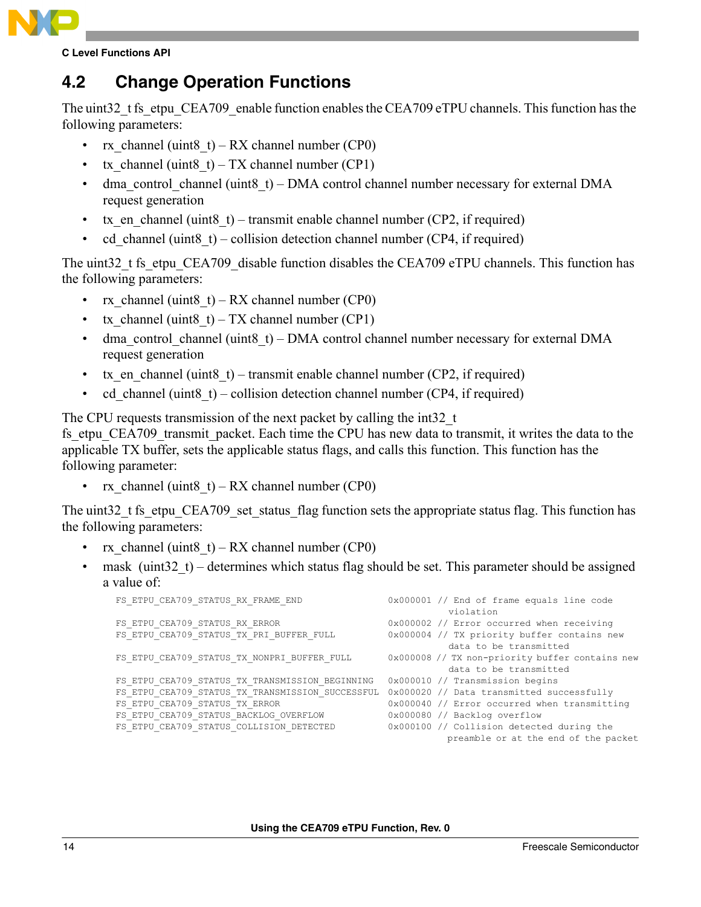## 4.2 Change Operation Functions

The uint32_t fs_etpu_CEA709_enable function enables the CEA709 eTPU channels. This function has the following parameters:

- rx_channel (uint8_t) – RX channel number (CP0)
- tx_channel (uint8_t) – TX channel number (CP1)
- dma_control_channel (uint8_t) – DMA control channel number necessary for external DMA request generation
- tx_en_channel (uint8_t) – transmit enable channel number (CP2, if required)
- cd_channel (uint8_t) – collision detection channel number (CP4, if required)

The uint32_t fs_etpu_CEA709_disable function disables the CEA709 eTPU channels. This function has the following parameters:

- rx_channel (uint8_t) – RX channel number (CP0)
- tx_channel (uint8_t) – TX channel number (CP1)
- dma_control_channel (uint8_t) – DMA control channel number necessary for external DMA request generation
- tx_en_channel (uint8_t) – transmit enable channel number (CP2, if required)
- cd_channel (uint8_t) – collision detection channel number (CP4, if required)

The CPU requests transmission of the next packet by calling the int32_t fs_etpu_CEA709_transmit_packet. Each time the CPU has new data to transmit, it writes the data to the applicable TX buffer, sets the applicable status flags, and calls this function. This function has the following parameter:

- rx_channel (uint8_t) – RX channel number (CP0)

The uint32_t fs_etpu_CEA709_set_status_flag function sets the appropriate status flag. This function has the following parameters:

- rx_channel (uint8_t) – RX channel number (CP0)
- mask (uint32_t) – determines which status flag should be set. This parameter should be assigned a value of:

```
FS_ETPU_CEA709_STATUS_RX_FRAME_END              0x000001 // End of frame equals line code
                                                             violation
FS_ETPU_CEA709_STATUS_RX_ERROR                  0x000002 // Error occurred when receiving
FS_ETPU_CEA709_STATUS_TX_PRI_BUFFER_FULL        0x000004 // TX priority buffer contains new
                                                             data to be transmitted
FS_ETPU_CEA709_STATUS_TX_NONPRI_BUFFER_FULL     0x000008 // TX non-priority buffer contains new
                                                             data to be transmitted
FS_ETPU_CEA709_STATUS_TX_TRANSMISSION_BEGINNING 0x000010 // Transmission begins
FS_ETPU_CEA709_STATUS_TX_TRANSMISSION_SUCCESSFUL 0x000020 // Data transmitted successfully
FS_ETPU_CEA709_STATUS_TX_ERROR                  0x000040 // Error occurred when transmitting
FS_ETPU_CEA709_STATUS_BACKLOG_OVERFLOW          0x000080 // Backlog overflow
FS_ETPU_CEA709_STATUS_COLLISION_DETECTED        0x000100 // Collision detected during the
                                                            preamble or at the end of the packet
```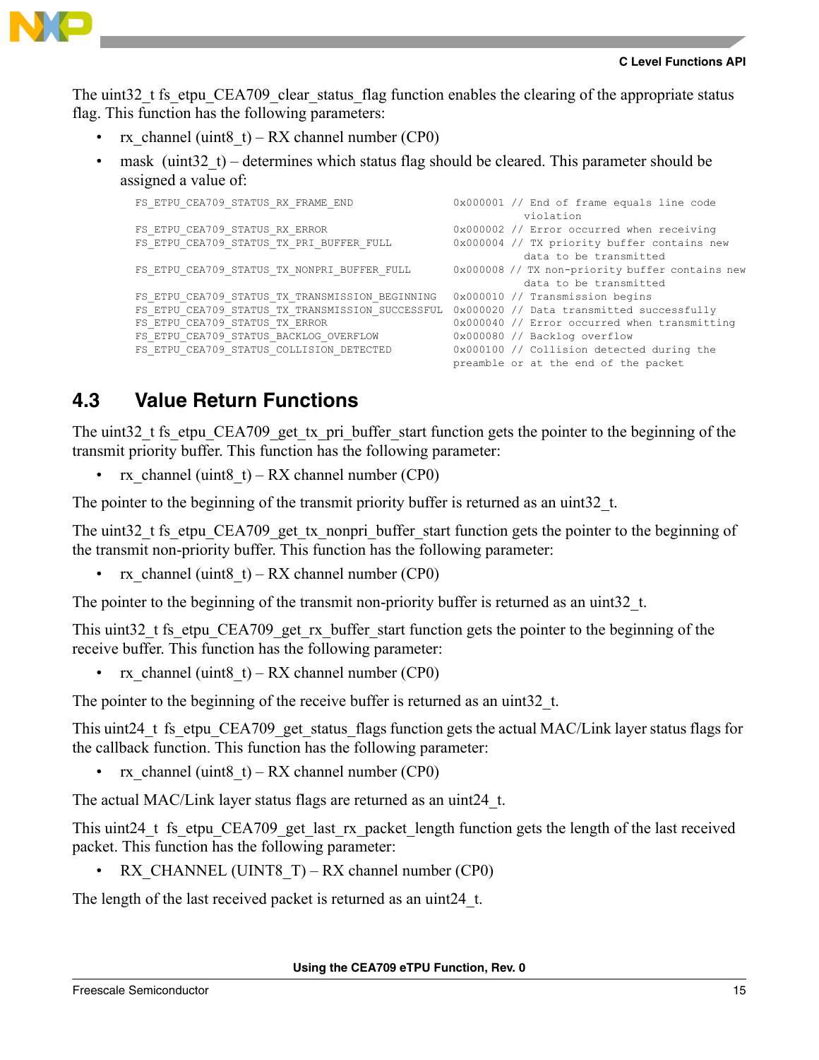The uint32_t fs_etpu_CEA709_clear_status_flag function enables the clearing of the appropriate status flag. This function has the following parameters:

- rx_channel (uint8_t) – RX channel number (CP0)
- mask (uint32_t) – determines which status flag should be cleared. This parameter should be assigned a value of:

```
FS_ETPU_CEA709_STATUS_RX_FRAME_END              0x000001 // End of frame equals line code
                                                             violation
FS_ETPU_CEA709_STATUS_RX_ERROR                  0x000002 // Error occurred when receiving
FS_ETPU_CEA709_STATUS_TX_PRI_BUFFER_FULL        0x000004 // TX priority buffer contains new
                                                             data to be transmitted
FS_ETPU_CEA709_STATUS_TX_NONPRI_BUFFER_FULL     0x000008 // TX non-priority buffer contains new
                                                             data to be transmitted
FS_ETPU_CEA709_STATUS_TX_TRANSMISSION_BEGINNING 0x000010 // Transmission begins
FS_ETPU_CEA709_STATUS_TX_TRANSMISSION_SUCCESSFUL 0x000020 // Data transmitted successfully
FS_ETPU_CEA709_STATUS_TX_ERROR                  0x000040 // Error occurred when transmitting
FS_ETPU_CEA709_STATUS_BACKLOG_OVERFLOW          0x000080 // Backlog overflow
FS_ETPU_CEA709_STATUS_COLLISION_DETECTED        0x000100 // Collision detected during the
                                                preamble or at the end of the packet
```

## 4.3 Value Return Functions

The uint32_t fs_etpu_CEA709_get_tx_pri_buffer_start function gets the pointer to the beginning of the transmit priority buffer. This function has the following parameter:

- rx_channel (uint8_t) – RX channel number (CP0)

The pointer to the beginning of the transmit priority buffer is returned as an uint32_t.

The uint32_t fs_etpu_CEA709_get_tx_nonpri_buffer_start function gets the pointer to the beginning of the transmit non-priority buffer. This function has the following parameter:

- rx_channel (uint8_t) – RX channel number (CP0)

The pointer to the beginning of the transmit non-priority buffer is returned as an uint32_t.

This uint32_t fs_etpu_CEA709_get_rx_buffer_start function gets the pointer to the beginning of the receive buffer. This function has the following parameter:

- rx_channel (uint8_t) – RX channel number (CP0)

The pointer to the beginning of the receive buffer is returned as an uint32_t.

This uint24_t fs_etpu_CEA709_get_status_flags function gets the actual MAC/Link layer status flags for the callback function. This function has the following parameter:

- rx_channel (uint8_t) – RX channel number (CP0)

The actual MAC/Link layer status flags are returned as an uint24_t.

This uint24_t fs_etpu_CEA709_get_last_rx_packet_length function gets the length of the last received packet. This function has the following parameter:

- RX_CHANNEL (UINT8_T) – RX channel number (CP0)

The length of the last received packet is returned as an uint24_t.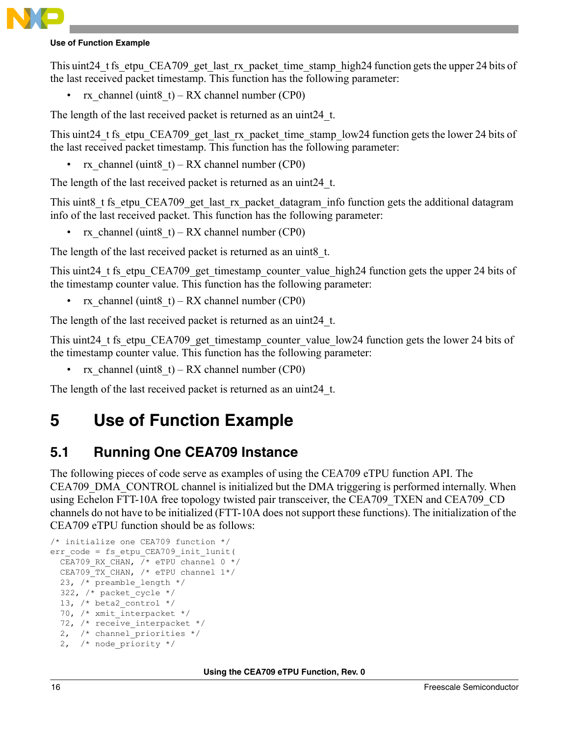This uint24_t fs_etpu_CEA709_get_last_rx_packet_time_stamp_high24 function gets the upper 24 bits of the last received packet timestamp. This function has the following parameter:

- rx_channel (uint8_t) – RX channel number (CP0)

The length of the last received packet is returned as an uint24_t.

This uint24_t fs_etpu_CEA709_get_last_rx_packet_time_stamp_low24 function gets the lower 24 bits of the last received packet timestamp. This function has the following parameter:

- rx_channel (uint8_t) – RX channel number (CP0)

The length of the last received packet is returned as an uint24_t.

This uint8_t fs_etpu_CEA709_get_last_rx_packet_datagram_info function gets the additional datagram info of the last received packet. This function has the following parameter:

- rx_channel (uint8_t) – RX channel number (CP0)

The length of the last received packet is returned as an uint8_t.

This uint24_t fs_etpu_CEA709_get_timestamp_counter_value_high24 function gets the upper 24 bits of the timestamp counter value. This function has the following parameter:

- rx_channel (uint8_t) – RX channel number (CP0)

The length of the last received packet is returned as an uint24_t.

This uint24_t fs_etpu_CEA709_get_timestamp_counter_value_low24 function gets the lower 24 bits of the timestamp counter value. This function has the following parameter:

- rx_channel (uint8_t) – RX channel number (CP0)

The length of the last received packet is returned as an uint24_t.

# 5 Use of Function Example

## 5.1 Running One CEA709 Instance

The following pieces of code serve as examples of using the CEA709 eTPU function API. The CEA709_DMA_CONTROL channel is initialized but the DMA triggering is performed internally. When using Echelon FTT-10A free topology twisted pair transceiver, the CEA709_TXEN and CEA709_CD channels do not have to be initialized (FTT-10A does not support these functions). The initialization of the CEA709 eTPU function should be as follows:

```
/* initialize one CEA709 function */
err_code = fs_etpu_CEA709_init_1unit(
  CEA709_RX_CHAN, /* eTPU channel 0 */
  CEA709_TX_CHAN, /* eTPU channel 1*/
  23, /* preamble_length */
  322, /* packet_cycle */
  13, /* beta2_control */
  70, /* xmit_interpacket */
  72, /* receive_interpacket */
  2,  /* channel_priorities */
  2,  /* node_priority */
```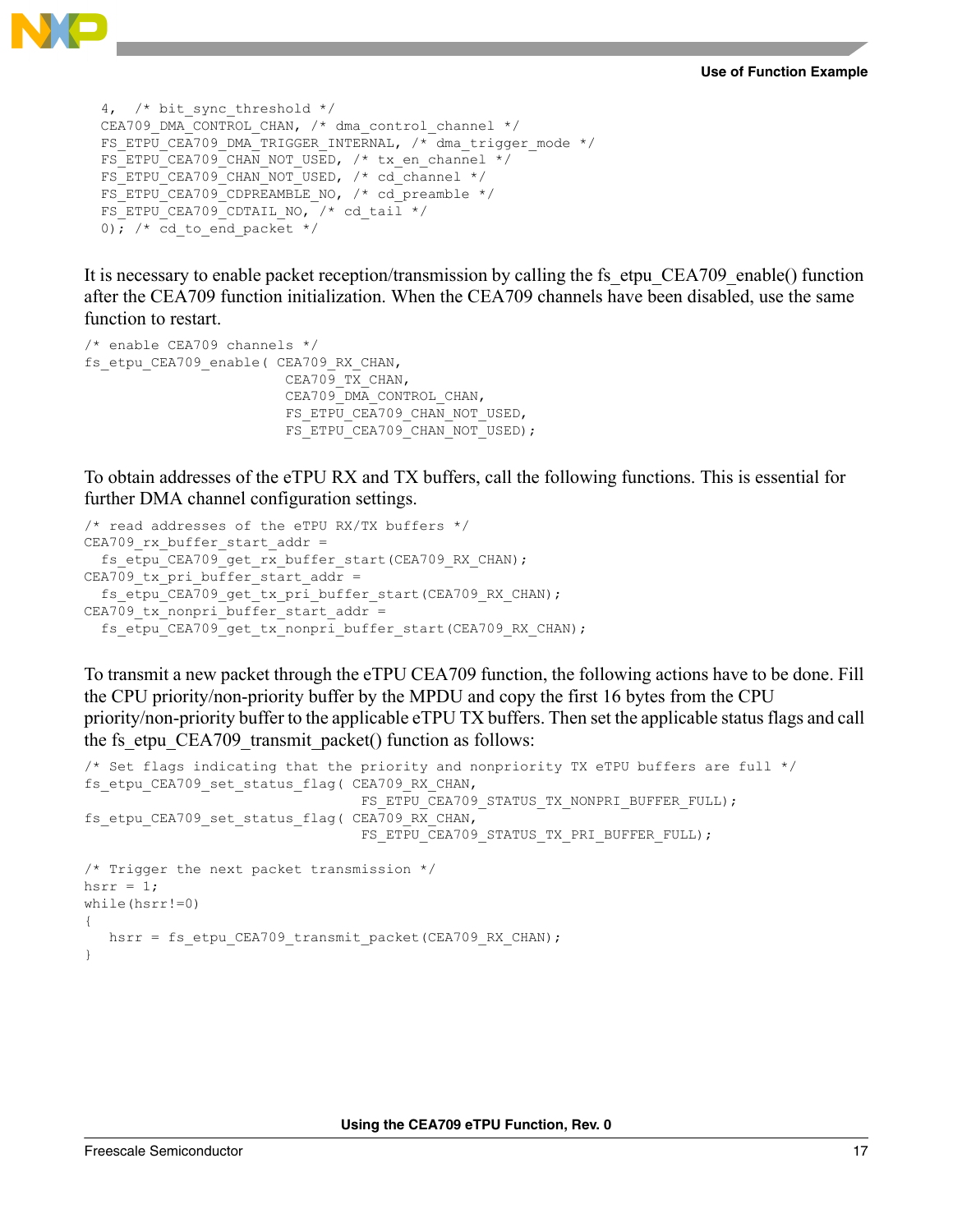```
  4,  /* bit_sync_threshold */
  CEA709_DMA_CONTROL_CHAN, /* dma_control_channel */
  FS_ETPU_CEA709_DMA_TRIGGER_INTERNAL, /* dma_trigger_mode */
  FS_ETPU_CEA709_CHAN_NOT_USED, /* tx_en_channel */
  FS_ETPU_CEA709_CHAN_NOT_USED, /* cd_channel */
  FS_ETPU_CEA709_CDPREAMBLE_NO, /* cd_preamble */
  FS_ETPU_CEA709_CDTAIL_NO, /* cd_tail */
  0); /* cd_to_end_packet */
```

It is necessary to enable packet reception/transmission by calling the fs_etpu_CEA709_enable() function after the CEA709 function initialization. When the CEA709 channels have been disabled, use the same function to restart.

```
/* enable CEA709 channels */
fs_etpu_CEA709_enable( CEA709_RX_CHAN,
                       CEA709_TX_CHAN,
                       CEA709_DMA_CONTROL_CHAN,
                       FS_ETPU_CEA709_CHAN_NOT_USED,
                       FS_ETPU_CEA709_CHAN_NOT_USED);
```

To obtain addresses of the eTPU RX and TX buffers, call the following functions. This is essential for further DMA channel configuration settings.

```
/* read addresses of the eTPU RX/TX buffers */
CEA709_rx_buffer_start_addr =
  fs_etpu_CEA709_get_rx_buffer_start(CEA709_RX_CHAN);
CEA709_tx_pri_buffer_start_addr =
  fs_etpu_CEA709_get_tx_pri_buffer_start(CEA709_RX_CHAN);
CEA709_tx_nonpri_buffer_start_addr =
  fs_etpu_CEA709_get_tx_nonpri_buffer_start(CEA709_RX_CHAN);
```

To transmit a new packet through the eTPU CEA709 function, the following actions have to be done. Fill the CPU priority/non-priority buffer by the MPDU and copy the first 16 bytes from the CPU priority/non-priority buffer to the applicable eTPU TX buffers. Then set the applicable status flags and call the fs_etpu_CEA709_transmit_packet() function as follows:

```
/* Set flags indicating that the priority and nonpriority TX eTPU buffers are full */
fs_etpu_CEA709_set_status_flag( CEA709_RX_CHAN,
                                FS_ETPU_CEA709_STATUS_TX_NONPRI_BUFFER_FULL);
fs_etpu_CEA709_set_status_flag( CEA709_RX_CHAN,
                                FS_ETPU_CEA709_STATUS_TX_PRI_BUFFER_FULL);

/* Trigger the next packet transmission */
hsrr = 1;
while(hsrr!=0)
{
   hsrr = fs_etpu_CEA709_transmit_packet(CEA709_RX_CHAN);
}
```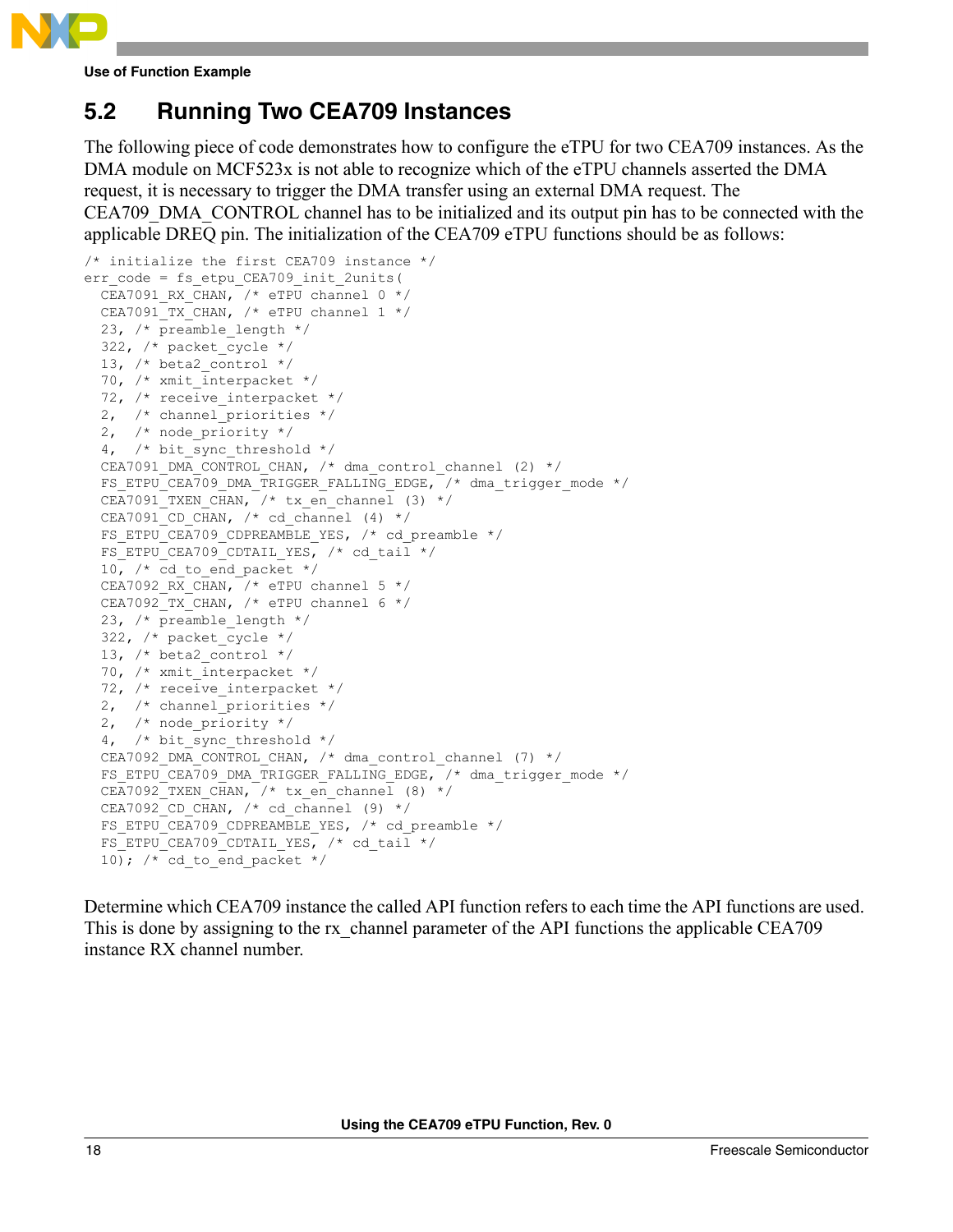## 5.2 Running Two CEA709 Instances

The following piece of code demonstrates how to configure the eTPU for two CEA709 instances. As the DMA module on MCF523x is not able to recognize which of the eTPU channels asserted the DMA request, it is necessary to trigger the DMA transfer using an external DMA request. The CEA709_DMA_CONTROL channel has to be initialized and its output pin has to be connected with the applicable DREQ pin. The initialization of the CEA709 eTPU functions should be as follows:

```
/* initialize the first CEA709 instance */
err_code = fs_etpu_CEA709_init_2units(
  CEA7091_RX_CHAN, /* eTPU channel 0 */
  CEA7091_TX_CHAN, /* eTPU channel 1 */
  23, /* preamble_length */
  322, /* packet_cycle */
  13, /* beta2_control */
  70, /* xmit_interpacket */
  72, /* receive_interpacket */
  2,  /* channel_priorities */
  2,  /* node_priority */
  4,  /* bit_sync_threshold */
  CEA7091_DMA_CONTROL_CHAN, /* dma_control_channel (2) */
  FS_ETPU_CEA709_DMA_TRIGGER_FALLING_EDGE, /* dma_trigger_mode */
  CEA7091_TXEN_CHAN, /* tx_en_channel (3) */
  CEA7091_CD_CHAN, /* cd_channel (4) */
  FS_ETPU_CEA709_CDPREAMBLE_YES, /* cd_preamble */
  FS_ETPU_CEA709_CDTAIL_YES, /* cd_tail */
  10, /* cd_to_end_packet */
  CEA7092_RX_CHAN, /* eTPU channel 5 */
  CEA7092_TX_CHAN, /* eTPU channel 6 */
  23, /* preamble_length */
  322, /* packet_cycle */
  13, /* beta2_control */
  70, /* xmit_interpacket */
  72, /* receive_interpacket */
  2,  /* channel_priorities */
  2,  /* node_priority */
  4,  /* bit_sync_threshold */
  CEA7092_DMA_CONTROL_CHAN, /* dma_control_channel (7) */
  FS_ETPU_CEA709_DMA_TRIGGER_FALLING_EDGE, /* dma_trigger_mode */
  CEA7092_TXEN_CHAN, /* tx_en_channel (8) */
  CEA7092_CD_CHAN, /* cd_channel (9) */
  FS_ETPU_CEA709_CDPREAMBLE_YES, /* cd_preamble */
  FS_ETPU_CEA709_CDTAIL_YES, /* cd_tail */
  10); /* cd_to_end_packet */
```

Determine which CEA709 instance the called API function refers to each time the API functions are used. This is done by assigning to the rx_channel parameter of the API functions the applicable CEA709 instance RX channel number.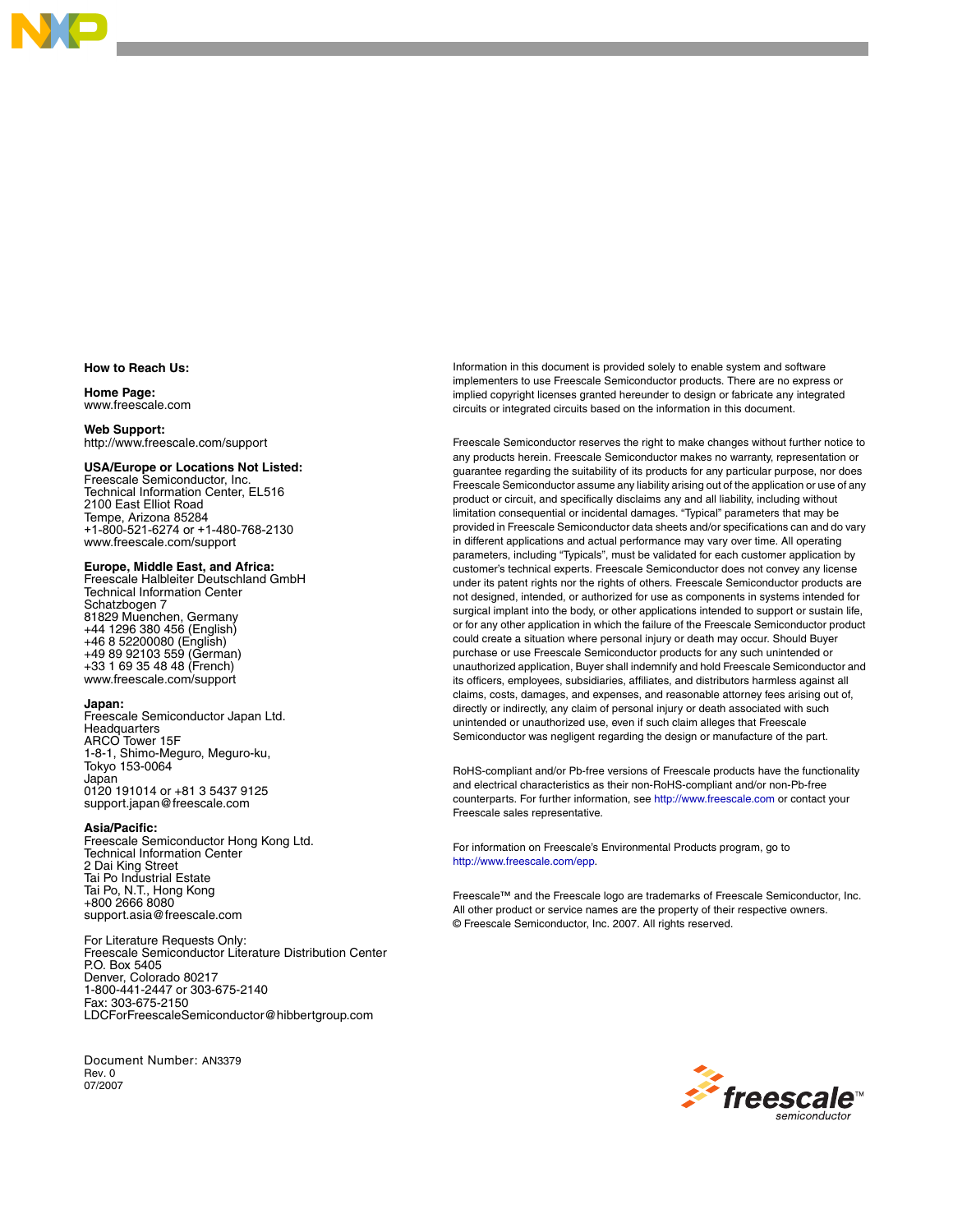**How to Reach Us:**

**Home Page:**
www.freescale.com

**Web Support:**
http://www.freescale.com/support

**USA/Europe or Locations Not Listed:**
Freescale Semiconductor, Inc.
Technical Information Center, EL516
2100 East Elliot Road
Tempe, Arizona 85284
+1-800-521-6274 or +1-480-768-2130
www.freescale.com/support

**Europe, Middle East, and Africa:**
Freescale Halbleiter Deutschland GmbH
Technical Information Center
Schatzbogen 7
81829 Muenchen, Germany
+44 1296 380 456 (English)
+46 8 52200080 (English)
+49 89 92103 559 (German)
+33 1 69 35 48 48 (French)
www.freescale.com/support

**Japan:**
Freescale Semiconductor Japan Ltd.
Headquarters
ARCO Tower 15F
1-8-1, Shimo-Meguro, Meguro-ku,
Tokyo 153-0064
Japan
0120 191014 or +81 3 5437 9125
support.japan@freescale.com

**Asia/Pacific:**
Freescale Semiconductor Hong Kong Ltd.
Technical Information Center
2 Dai King Street
Tai Po Industrial Estate
Tai Po, N.T., Hong Kong
+800 2666 8080
support.asia@freescale.com

For Literature Requests Only:
Freescale Semiconductor Literature Distribution Center
P.O. Box 5405
Denver, Colorado 80217
1-800-441-2447 or 303-675-2140
Fax: 303-675-2150
LDCForFreescaleSemiconductor@hibbertgroup.com

Information in this document is provided solely to enable system and software implementers to use Freescale Semiconductor products. There are no express or implied copyright licenses granted hereunder to design or fabricate any integrated circuits or integrated circuits based on the information in this document.

Freescale Semiconductor reserves the right to make changes without further notice to any products herein. Freescale Semiconductor makes no warranty, representation or guarantee regarding the suitability of its products for any particular purpose, nor does Freescale Semiconductor assume any liability arising out of the application or use of any product or circuit, and specifically disclaims any and all liability, including without limitation consequential or incidental damages. “Typical” parameters that may be provided in Freescale Semiconductor data sheets and/or specifications can and do vary in different applications and actual performance may vary over time. All operating parameters, including “Typicals”, must be validated for each customer application by customer’s technical experts. Freescale Semiconductor does not convey any license under its patent rights nor the rights of others. Freescale Semiconductor products are not designed, intended, or authorized for use as components in systems intended for surgical implant into the body, or other applications intended to support or sustain life, or for any other application in which the failure of the Freescale Semiconductor product could create a situation where personal injury or death may occur. Should Buyer purchase or use Freescale Semiconductor products for any such unintended or unauthorized application, Buyer shall indemnify and hold Freescale Semiconductor and its officers, employees, subsidiaries, affiliates, and distributors harmless against all claims, costs, damages, and expenses, and reasonable attorney fees arising out of, directly or indirectly, any claim of personal injury or death associated with such unintended or unauthorized use, even if such claim alleges that Freescale Semiconductor was negligent regarding the design or manufacture of the part.

RoHS-compliant and/or Pb-free versions of Freescale products have the functionality and electrical characteristics as their non-RoHS-compliant and/or non-Pb-free counterparts. For further information, see http://www.freescale.com or contact your Freescale sales representative.

For information on Freescale’s Environmental Products program, go to http://www.freescale.com/epp.

Freescale™ and the Freescale logo are trademarks of Freescale Semiconductor, Inc. All other product or service names are the property of their respective owners.
© Freescale Semiconductor, Inc. 2007. All rights reserved.

Document Number: AN3379
Rev. 0
07/2007